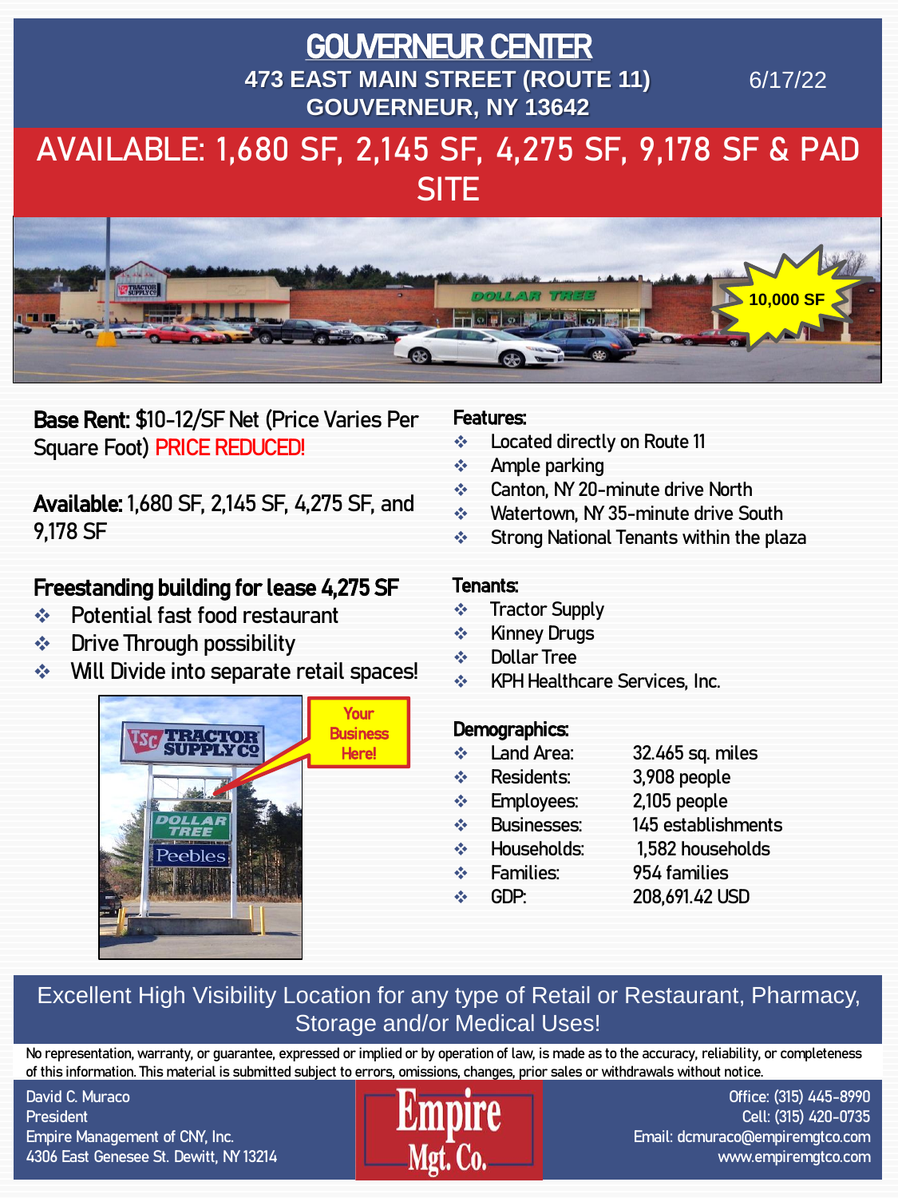# GOUVERNEUR CENTER

**473 EAST MAIN STREET (ROUTE 11)**
**GOUVERNEUR, NY 13642**

6/17/22

## AVAILABLE: 1,680 SF, 2,145 SF, 4,275 SF, 9,178 SF & PAD SITE

10,000 SF

**Base Rent:** $10-12/SF Net (Price Varies Per Square Foot) PRICE REDUCED!

**Available:** 1,680 SF, 2,145 SF, 4,275 SF, and 9,178 SF

**Freestanding building for lease 4,275 SF**

- Potential fast food restaurant
- Drive Through possibility
- Will Divide into separate retail spaces!

Your Business Here!

**Features:**

- Located directly on Route 11
- Ample parking
- Canton, NY 20-minute drive North
- Watertown, NY 35-minute drive South
- Strong National Tenants within the plaza

**Tenants:**

- Tractor Supply
- Kinney Drugs
- Dollar Tree
- KPH Healthcare Services, Inc.

**Demographics:**

| | |
|---|---|
| Land Area: | 32.465 sq. miles |
| Residents: | 3,908 people |
| Employees: | 2,105 people |
| Businesses: | 145 establishments |
| Households: | 1,582 households |
| Families: | 954 families |
| GDP: | 208,691.42 USD |

Excellent High Visibility Location for any type of Retail or Restaurant, Pharmacy, Storage and/or Medical Uses!

No representation, warranty, or guarantee, expressed or implied or by operation of law, is made as to the accuracy, reliability, or completeness of this information. This material is submitted subject to errors, omissions, changes, prior sales or withdrawals without notice.

David C. Muraco
President
Empire Management of CNY, Inc.
4306 East Genesee St. Dewitt, NY 13214

Empire Mgt. Co.

Office: (315) 445-8990
Cell: (315) 420-0735
Email: dcmuraco@empiremgtco.com
www.empiremgtco.com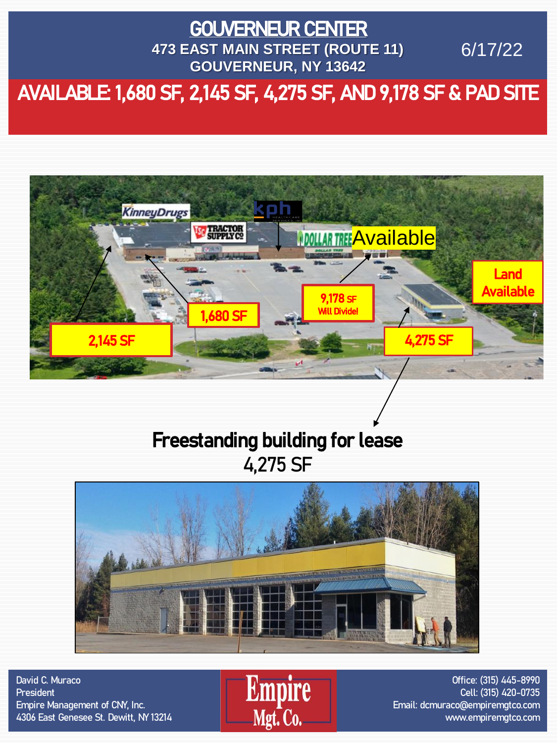# GOUVERNEUR CENTER

**473 EAST MAIN STREET (ROUTE 11)**
**GOUVERNEUR, NY 13642**

6/17/22

## AVAILABLE: 1,680 SF, 2,145 SF, 4,275 SF, AND 9,178 SF & PAD SITE

KinneyDrugs

TRACTOR SUPPLY CO

kph HEALTHCARE SERVICES, INC.

DOLLAR TREE

Available

Land Available

9,178 SF Will Divide!

1,680 SF

2,145 SF

4,275 SF

**Freestanding building for lease**
4,275 SF

David C. Muraco
President
Empire Management of CNY, Inc.
4306 East Genesee St. Dewitt, NY 13214

Empire Mgt. Co.

Office: (315) 445-8990
Cell: (315) 420-0735
Email: dcmuraco@empiremgtco.com
www.empiremgtco.com